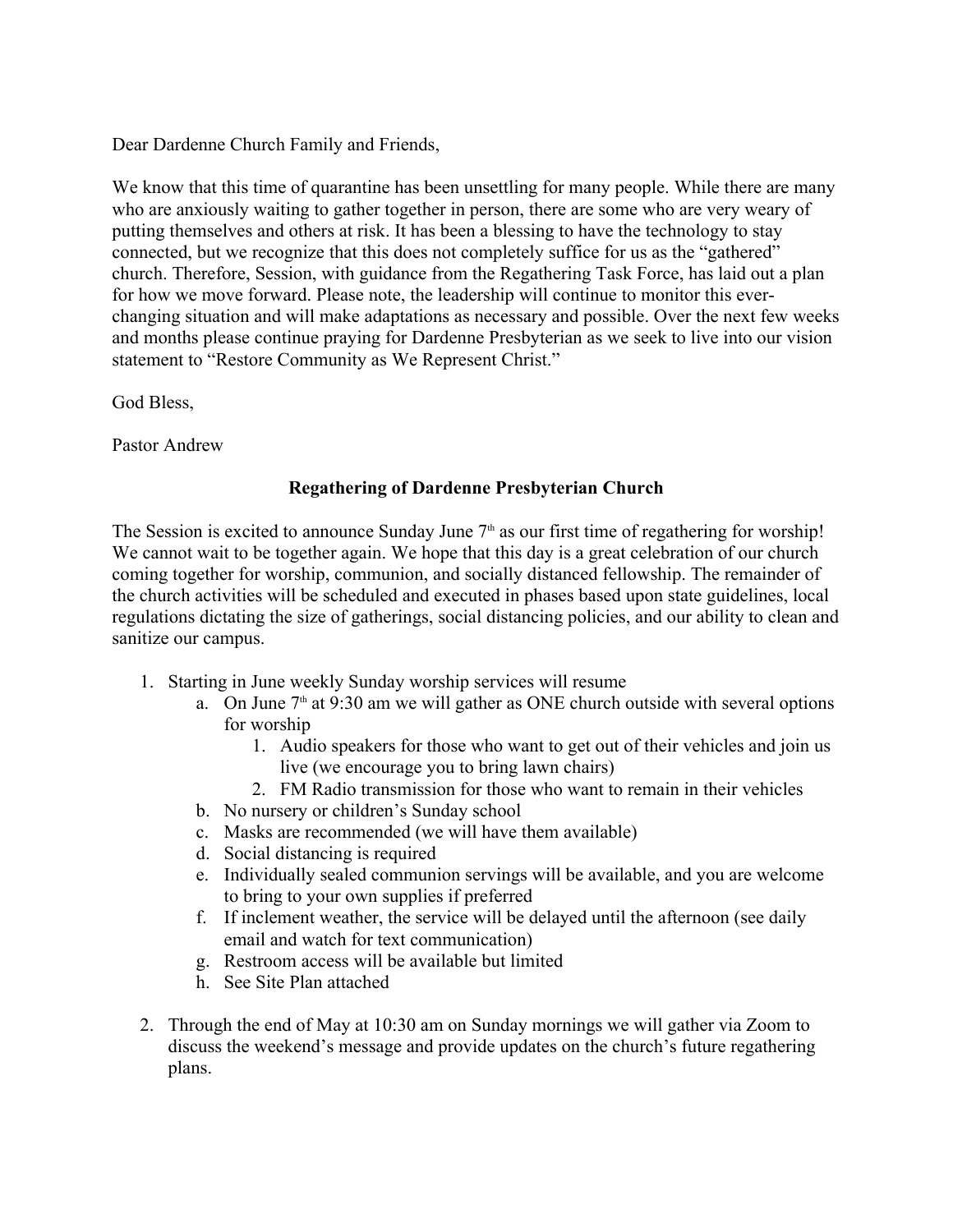Dear Dardenne Church Family and Friends,

We know that this time of quarantine has been unsettling for many people. While there are many who are anxiously waiting to gather together in person, there are some who are very weary of putting themselves and others at risk. It has been a blessing to have the technology to stay connected, but we recognize that this does not completely suffice for us as the "gathered" church. Therefore, Session, with guidance from the Regathering Task Force, has laid out a plan for how we move forward. Please note, the leadership will continue to monitor this ever-changing situation and will make adaptations as necessary and possible. Over the next few weeks and months please continue praying for Dardenne Presbyterian as we seek to live into our vision statement to "Restore Community as We Represent Christ."

God Bless,

Pastor Andrew

## Regathering of Dardenne Presbyterian Church

The Session is excited to announce Sunday June 7th as our first time of regathering for worship! We cannot wait to be together again. We hope that this day is a great celebration of our church coming together for worship, communion, and socially distanced fellowship. The remainder of the church activities will be scheduled and executed in phases based upon state guidelines, local regulations dictating the size of gatherings, social distancing policies, and our ability to clean and sanitize our campus.

1. Starting in June weekly Sunday worship services will resume
   a. On June 7th at 9:30 am we will gather as ONE church outside with several options for worship
      1. Audio speakers for those who want to get out of their vehicles and join us live (we encourage you to bring lawn chairs)
      2. FM Radio transmission for those who want to remain in their vehicles
   b. No nursery or children's Sunday school
   c. Masks are recommended (we will have them available)
   d. Social distancing is required
   e. Individually sealed communion servings will be available, and you are welcome to bring to your own supplies if preferred
   f. If inclement weather, the service will be delayed until the afternoon (see daily email and watch for text communication)
   g. Restroom access will be available but limited
   h. See Site Plan attached

2. Through the end of May at 10:30 am on Sunday mornings we will gather via Zoom to discuss the weekend's message and provide updates on the church's future regathering plans.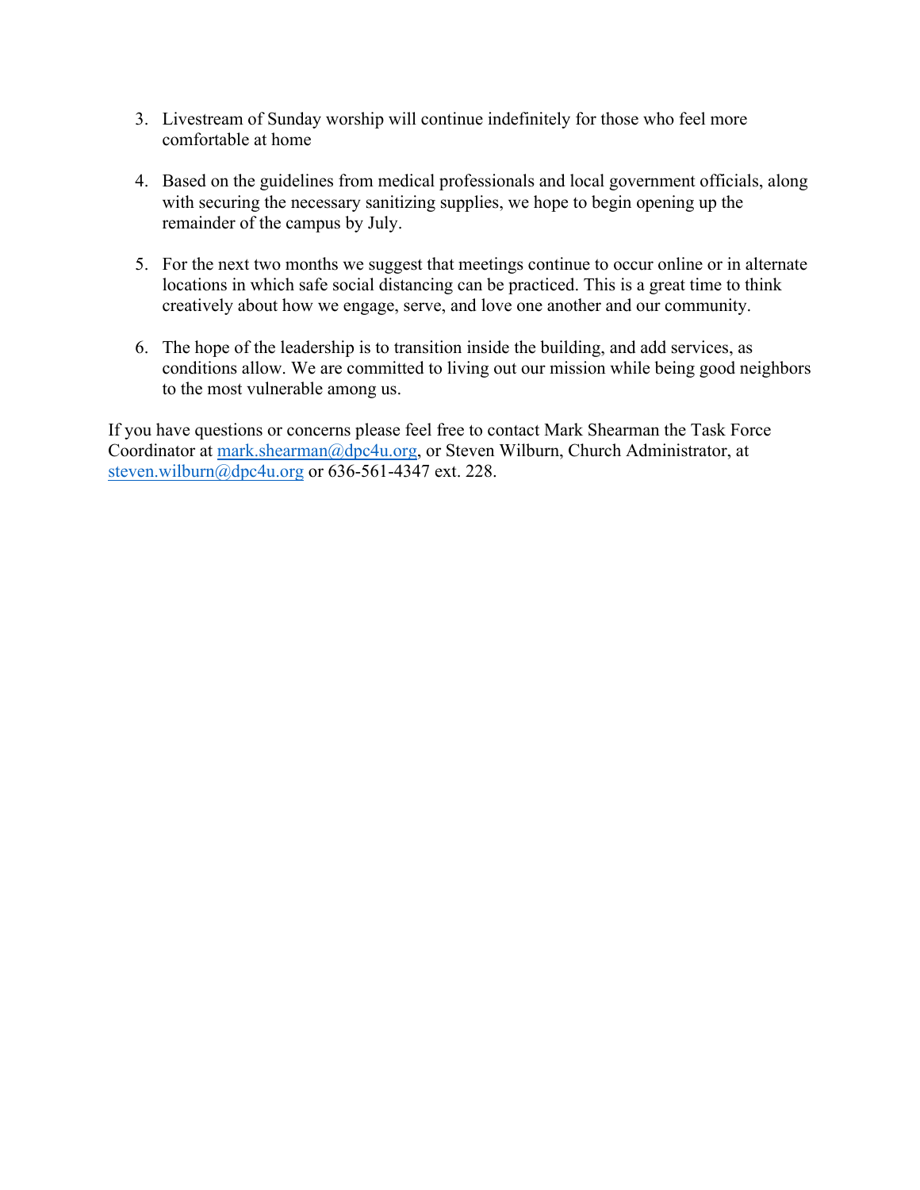3. Livestream of Sunday worship will continue indefinitely for those who feel more comfortable at home

4. Based on the guidelines from medical professionals and local government officials, along with securing the necessary sanitizing supplies, we hope to begin opening up the remainder of the campus by July.

5. For the next two months we suggest that meetings continue to occur online or in alternate locations in which safe social distancing can be practiced. This is a great time to think creatively about how we engage, serve, and love one another and our community.

6. The hope of the leadership is to transition inside the building, and add services, as conditions allow. We are committed to living out our mission while being good neighbors to the most vulnerable among us.

If you have questions or concerns please feel free to contact Mark Shearman the Task Force Coordinator at mark.shearman@dpc4u.org, or Steven Wilburn, Church Administrator, at steven.wilburn@dpc4u.org or 636-561-4347 ext. 228.